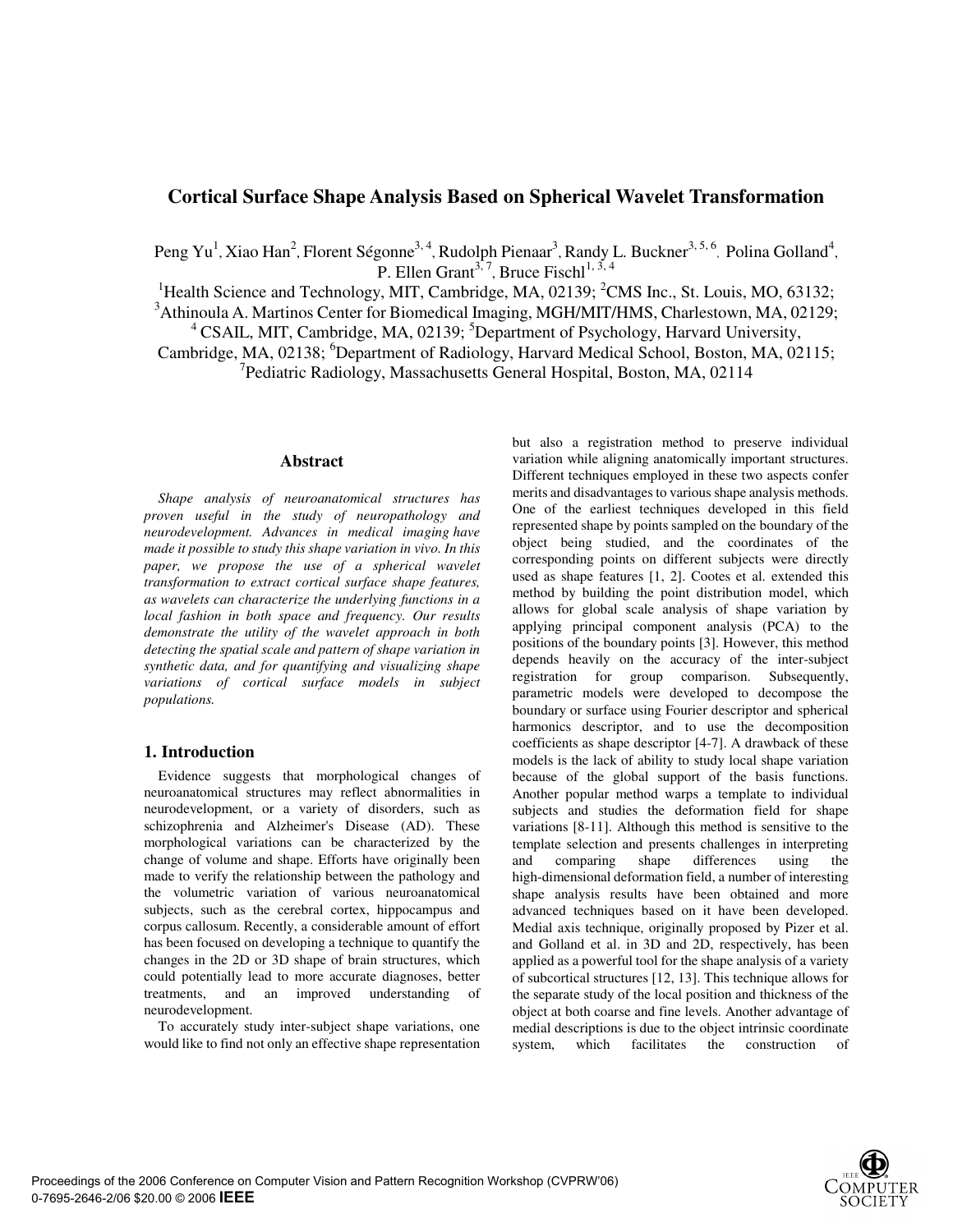# Cortical Surface Shape Analysis Based on Spherical Wavelet Transformation

Peng Yu[1], Xiao Han[2], Florent Ségonne[3, 4], Rudolph Pienaar[3], Randy L. Buckner[3, 5, 6], Polina Golland[4], P. Ellen Grant[3, 7], Bruce Fischl[1, 3, 4]

[1]Health Science and Technology, MIT, Cambridge, MA, 02139; [2]CMS Inc., St. Louis, MO, 63132; [3]Athinoula A. Martinos Center for Biomedical Imaging, MGH/MIT/HMS, Charlestown, MA, 02129; [4] CSAIL, MIT, Cambridge, MA, 02139; [5]Department of Psychology, Harvard University, Cambridge, MA, 02138; [6]Department of Radiology, Harvard Medical School, Boston, MA, 02115; [7]Pediatric Radiology, Massachusetts General Hospital, Boston, MA, 02114

## Abstract

*Shape analysis of neuroanatomical structures has proven useful in the study of neuropathology and neurodevelopment. Advances in medical imaging have made it possible to study this shape variation in vivo. In this paper, we propose the use of a spherical wavelet transformation to extract cortical surface shape features, as wavelets can characterize the underlying functions in a local fashion in both space and frequency. Our results demonstrate the utility of the wavelet approach in both detecting the spatial scale and pattern of shape variation in synthetic data, and for quantifying and visualizing shape variations of cortical surface models in subject populations.*

## 1. Introduction

Evidence suggests that morphological changes of neuroanatomical structures may reflect abnormalities in neurodevelopment, or a variety of disorders, such as schizophrenia and Alzheimer's Disease (AD). These morphological variations can be characterized by the change of volume and shape. Efforts have originally been made to verify the relationship between the pathology and the volumetric variation of various neuroanatomical subjects, such as the cerebral cortex, hippocampus and corpus callosum. Recently, a considerable amount of effort has been focused on developing a technique to quantify the changes in the 2D or 3D shape of brain structures, which could potentially lead to more accurate diagnoses, better treatments, and an improved understanding of neurodevelopment.

To accurately study inter-subject shape variations, one would like to find not only an effective shape representation but also a registration method to preserve individual variation while aligning anatomically important structures. Different techniques employed in these two aspects confer merits and disadvantages to various shape analysis methods. One of the earliest techniques developed in this field represented shape by points sampled on the boundary of the object being studied, and the coordinates of the corresponding points on different subjects were directly used as shape features [1, 2]. Cootes et al. extended this method by building the point distribution model, which allows for global scale analysis of shape variation by applying principal component analysis (PCA) to the positions of the boundary points [3]. However, this method depends heavily on the accuracy of the inter-subject registration for group comparison. Subsequently, parametric models were developed to decompose the boundary or surface using Fourier descriptor and spherical harmonics descriptor, and to use the decomposition coefficients as shape descriptor [4-7]. A drawback of these models is the lack of ability to study local shape variation because of the global support of the basis functions. Another popular method warps a template to individual subjects and studies the deformation field for shape variations [8-11]. Although this method is sensitive to the template selection and presents challenges in interpreting and comparing shape differences using the high-dimensional deformation field, a number of interesting shape analysis results have been obtained and more advanced techniques based on it have been developed. Medial axis technique, originally proposed by Pizer et al. and Golland et al. in 3D and 2D, respectively, has been applied as a powerful tool for the shape analysis of a variety of subcortical structures [12, 13]. This technique allows for the separate study of the local position and thickness of the object at both coarse and fine levels. Another advantage of medial descriptions is due to the object intrinsic coordinate system, which facilitates the construction of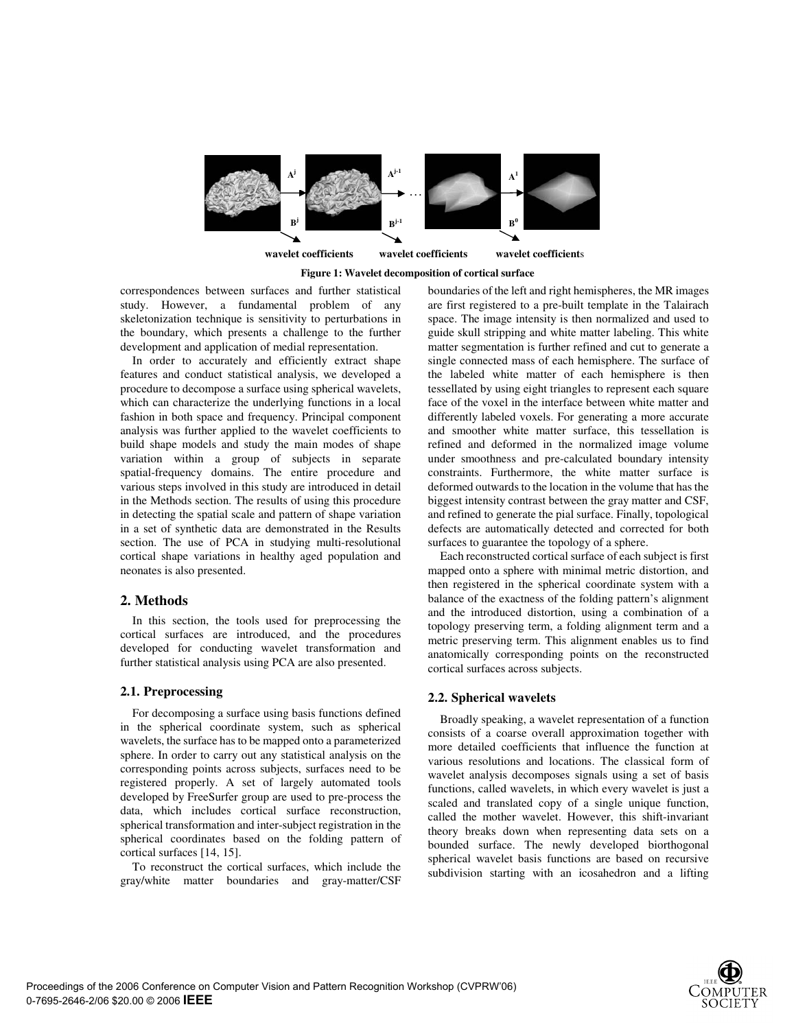**Figure 1: Wavelet decomposition of cortical surface**

correspondences between surfaces and further statistical study. However, a fundamental problem of any skeletonization technique is sensitivity to perturbations in the boundary, which presents a challenge to the further development and application of medial representation.

In order to accurately and efficiently extract shape features and conduct statistical analysis, we developed a procedure to decompose a surface using spherical wavelets, which can characterize the underlying functions in a local fashion in both space and frequency. Principal component analysis was further applied to the wavelet coefficients to build shape models and study the main modes of shape variation within a group of subjects in separate spatial-frequency domains. The entire procedure and various steps involved in this study are introduced in detail in the Methods section. The results of using this procedure in detecting the spatial scale and pattern of shape variation in a set of synthetic data are demonstrated in the Results section. The use of PCA in studying multi-resolutional cortical shape variations in healthy aged population and neonates is also presented.

## 2. Methods

In this section, the tools used for preprocessing the cortical surfaces are introduced, and the procedures developed for conducting wavelet transformation and further statistical analysis using PCA are also presented.

### 2.1. Preprocessing

For decomposing a surface using basis functions defined in the spherical coordinate system, such as spherical wavelets, the surface has to be mapped onto a parameterized sphere. In order to carry out any statistical analysis on the corresponding points across subjects, surfaces need to be registered properly. A set of largely automated tools developed by FreeSurfer group are used to pre-process the data, which includes cortical surface reconstruction, spherical transformation and inter-subject registration in the spherical coordinates based on the folding pattern of cortical surfaces [14, 15].

To reconstruct the cortical surfaces, which include the gray/white matter boundaries and gray-matter/CSF boundaries of the left and right hemispheres, the MR images are first registered to a pre-built template in the Talairach space. The image intensity is then normalized and used to guide skull stripping and white matter labeling. This white matter segmentation is further refined and cut to generate a single connected mass of each hemisphere. The surface of the labeled white matter of each hemisphere is then tessellated by using eight triangles to represent each square face of the voxel in the interface between white matter and differently labeled voxels. For generating a more accurate and smoother white matter surface, this tessellation is refined and deformed in the normalized image volume under smoothness and pre-calculated boundary intensity constraints. Furthermore, the white matter surface is deformed outwards to the location in the volume that has the biggest intensity contrast between the gray matter and CSF, and refined to generate the pial surface. Finally, topological defects are automatically detected and corrected for both surfaces to guarantee the topology of a sphere.

Each reconstructed cortical surface of each subject is first mapped onto a sphere with minimal metric distortion, and then registered in the spherical coordinate system with a balance of the exactness of the folding pattern's alignment and the introduced distortion, using a combination of a topology preserving term, a folding alignment term and a metric preserving term. This alignment enables us to find anatomically corresponding points on the reconstructed cortical surfaces across subjects.

### 2.2. Spherical wavelets

Broadly speaking, a wavelet representation of a function consists of a coarse overall approximation together with more detailed coefficients that influence the function at various resolutions and locations. The classical form of wavelet analysis decomposes signals using a set of basis functions, called wavelets, in which every wavelet is just a scaled and translated copy of a single unique function, called the mother wavelet. However, this shift-invariant theory breaks down when representing data sets on a bounded surface. The newly developed biorthogonal spherical wavelet basis functions are based on recursive subdivision starting with an icosahedron and a lifting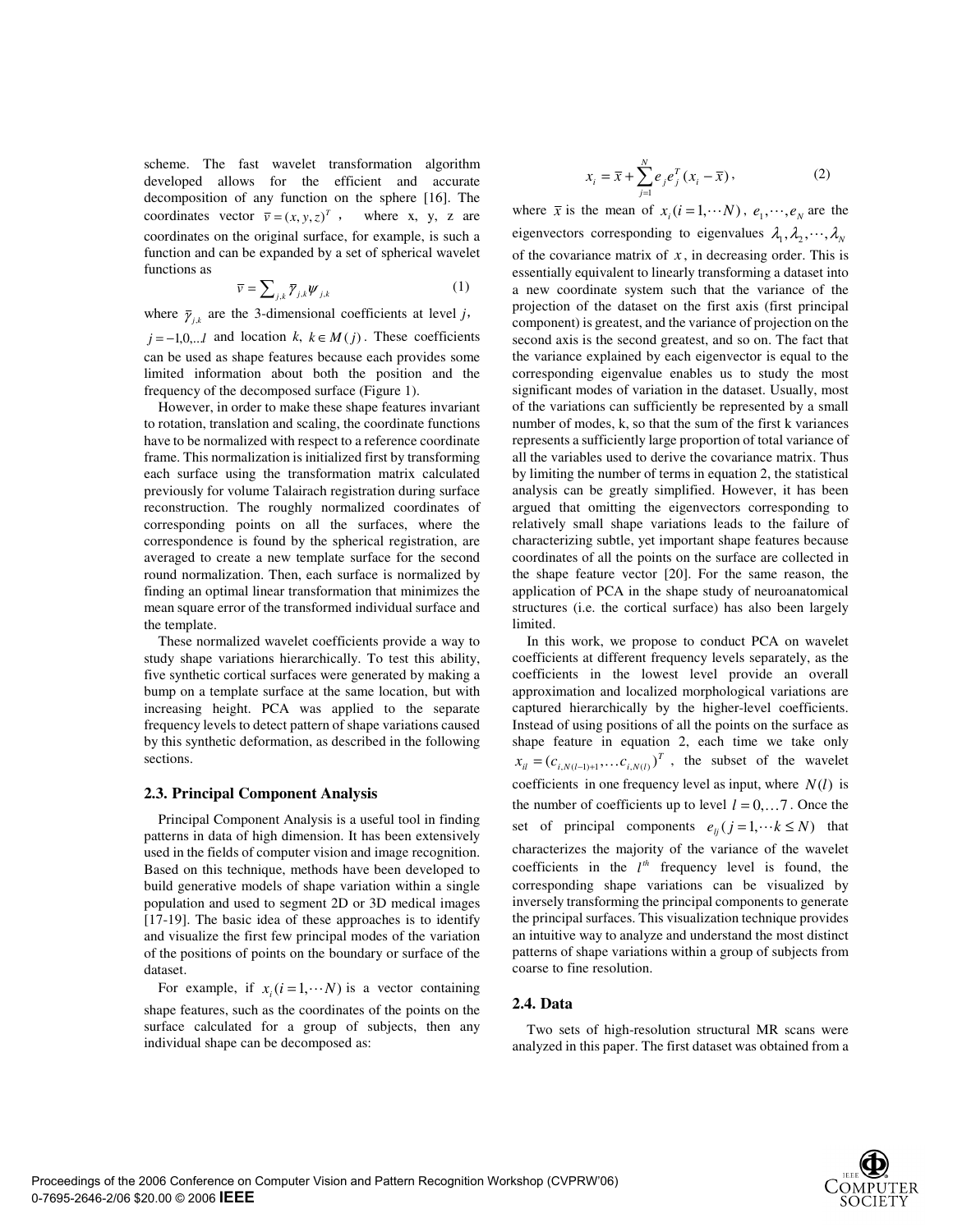scheme. The fast wavelet transformation algorithm developed allows for the efficient and accurate decomposition of any function on the sphere [16]. The coordinates vector $\bar{v} = (x, y, z)^T$, where x, y, z are coordinates on the original surface, for example, is such a function and can be expanded by a set of spherical wavelet functions as

$$\bar{v} = \sum_{j,k} \bar{\gamma}_{j,k} \psi_{j,k} \tag{1}$$

where $\bar{\gamma}_{j,k}$ are the 3-dimensional coefficients at level $j$, $j = -1, 0, \ldots J$ and location $k$, $k \in M(j)$. These coefficients can be used as shape features because each provides some limited information about both the position and the frequency of the decomposed surface (Figure 1).

However, in order to make these shape features invariant to rotation, translation and scaling, the coordinate functions have to be normalized with respect to a reference coordinate frame. This normalization is initialized first by transforming each surface using the transformation matrix calculated previously for volume Talairach registration during surface reconstruction. The roughly normalized coordinates of corresponding points on all the surfaces, where the correspondence is found by the spherical registration, are averaged to create a new template surface for the second round normalization. Then, each surface is normalized by finding an optimal linear transformation that minimizes the mean square error of the transformed individual surface and the template.

These normalized wavelet coefficients provide a way to study shape variations hierarchically. To test this ability, five synthetic cortical surfaces were generated by making a bump on a template surface at the same location, but with increasing height. PCA was applied to the separate frequency levels to detect pattern of shape variations caused by this synthetic deformation, as described in the following sections.

### 2.3. Principal Component Analysis

Principal Component Analysis is a useful tool in finding patterns in data of high dimension. It has been extensively used in the fields of computer vision and image recognition. Based on this technique, methods have been developed to build generative models of shape variation within a single population and used to segment 2D or 3D medical images [17-19]. The basic idea of these approaches is to identify and visualize the first few principal modes of the variation of the positions of points on the boundary or surface of the dataset.

For example, if $x_i (i = 1, \cdots N)$ is a vector containing shape features, such as the coordinates of the points on the surface calculated for a group of subjects, then any individual shape can be decomposed as:

$$x_i = \bar{x} + \sum_{j=1}^{N} e_j e_j^T (x_i - \bar{x}), \tag{2}$$

where $\bar{x}$ is the mean of $x_i (i = 1, \cdots N)$, $e_1, \cdots, e_N$ are the eigenvectors corresponding to eigenvalues $\lambda_1, \lambda_2, \cdots, \lambda_N$ of the covariance matrix of $x$, in decreasing order. This is essentially equivalent to linearly transforming a dataset into a new coordinate system such that the variance of the projection of the dataset on the first axis (first principal component) is greatest, and the variance of projection on the second axis is the second greatest, and so on. The fact that the variance explained by each eigenvector is equal to the corresponding eigenvalue enables us to study the most significant modes of variation in the dataset. Usually, most of the variations can sufficiently be represented by a small number of modes, k, so that the sum of the first k variances represents a sufficiently large proportion of total variance of all the variables used to derive the covariance matrix. Thus by limiting the number of terms in equation 2, the statistical analysis can be greatly simplified. However, it has been argued that omitting the eigenvectors corresponding to relatively small shape variations leads to the failure of characterizing subtle, yet important shape features because coordinates of all the points on the surface are collected in the shape feature vector [20]. For the same reason, the application of PCA in the shape study of neuroanatomical structures (i.e. the cortical surface) has also been largely limited.

In this work, we propose to conduct PCA on wavelet coefficients at different frequency levels separately, as the coefficients in the lowest level provide an overall approximation and localized morphological variations are captured hierarchically by the higher-level coefficients. Instead of using positions of all the points on the surface as shape feature in equation 2, each time we take only $x_{il} = (c_{i,N(l-1)+1}, \ldots c_{i,N(l)})^T$, the subset of the wavelet coefficients in one frequency level as input, where $N(l)$ is the number of coefficients up to level $l = 0, \ldots 7$. Once the set of principal components $e_{lj} (j = 1, \cdots k \leq N)$ that characterizes the majority of the variance of the wavelet coefficients in the $l^{th}$ frequency level is found, the corresponding shape variations can be visualized by inversely transforming the principal components to generate the principal surfaces. This visualization technique provides an intuitive way to analyze and understand the most distinct patterns of shape variations within a group of subjects from coarse to fine resolution.

### 2.4. Data

Two sets of high-resolution structural MR scans were analyzed in this paper. The first dataset was obtained from a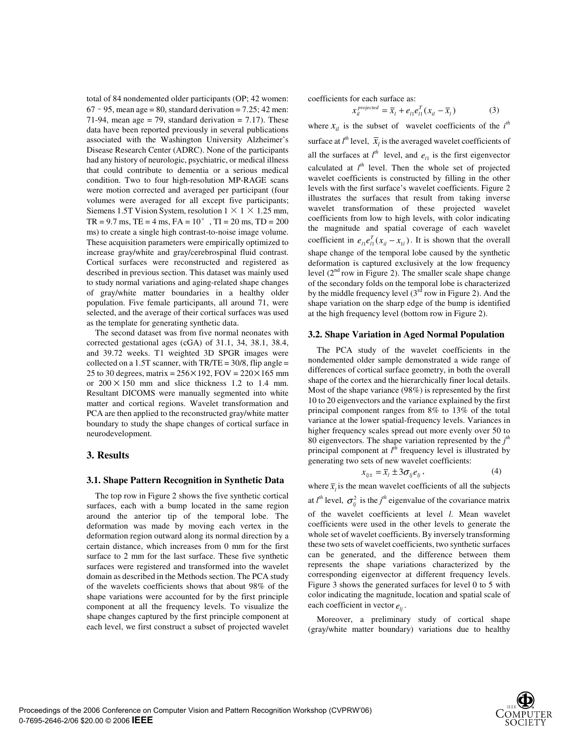total of 84 nondemented older participants (OP; 42 women: 67 - 95, mean age = 80, standard derivation = 7.25; 42 men: 71-94, mean age = 79, standard derivation = 7.17). These data have been reported previously in several publications associated with the Washington University Alzheimer's Disease Research Center (ADRC). None of the participants had any history of neurologic, psychiatric, or medical illness that could contribute to dementia or a serious medical condition. Two to four high-resolution MP-RAGE scans were motion corrected and averaged per participant (four volumes were averaged for all except five participants; Siemens 1.5T Vision System, resolution 1 × 1 × 1.25 mm, TR = 9.7 ms, TE = 4 ms, FA = 10°, TI = 20 ms, TD = 200 ms) to create a single high contrast-to-noise image volume. These acquisition parameters were empirically optimized to increase gray/white and gray/cerebrospinal fluid contrast. Cortical surfaces were reconstructed and registered as described in previous section. This dataset was mainly used to study normal variations and aging-related shape changes of gray/white matter boundaries in a healthy older population. Five female participants, all around 71, were selected, and the average of their cortical surfaces was used as the template for generating synthetic data.

The second dataset was from five normal neonates with corrected gestational ages (cGA) of 31.1, 34, 38.1, 38.4, and 39.72 weeks. T1 weighted 3D SPGR images were collected on a 1.5T scanner, with TR/TE = 30/8, flip angle = 25 to 30 degrees, matrix = 256×192, FOV = 220×165 mm or 200×150 mm and slice thickness 1.2 to 1.4 mm. Resultant DICOMS were manually segmented into white matter and cortical regions. Wavelet transformation and PCA are then applied to the reconstructed gray/white matter boundary to study the shape changes of cortical surface in neurodevelopment.

## 3. Results

### 3.1. Shape Pattern Recognition in Synthetic Data

The top row in Figure 2 shows the five synthetic cortical surfaces, each with a bump located in the same region around the anterior tip of the temporal lobe. The deformation was made by moving each vertex in the deformation region outward along its normal direction by a certain distance, which increases from 0 mm for the first surface to 2 mm for the last surface. These five synthetic surfaces were registered and transformed into the wavelet domain as described in the Methods section. The PCA study of the wavelets coefficients shows that about 98% of the shape variations were accounted for by the first principle component at all the frequency levels. To visualize the shape changes captured by the first principle component at each level, we first construct a subset of projected wavelet coefficients for each surface as:

$$x_{il}^{projected} = \overline{x}_l + e_{l1}e_{l1}^T(x_{il} - \overline{x}_l) \tag{3}$$

where $x_{il}$ is the subset of wavelet coefficients of the $i^{th}$ surface at $l^{th}$ level, $\overline{x}_l$ is the averaged wavelet coefficients of all the surfaces at $l^{th}$ level, and $e_{l1}$ is the first eigenvector calculated at $l^{th}$ level. Then the whole set of projected wavelet coefficients is constructed by filling in the other levels with the first surface's wavelet coefficients. Figure 2 illustrates the surfaces that result from taking inverse wavelet transformation of these projected wavelet coefficients from low to high levels, with color indicating the magnitude and spatial coverage of each wavelet coefficient in $e_{l1}e_{l1}^T(x_{il} - x_{1l})$. It is shown that the overall shape change of the temporal lobe caused by the synthetic deformation is captured exclusively at the low frequency level (2[nd] row in Figure 2). The smaller scale shape change of the secondary folds on the temporal lobe is characterized by the middle frequency level (3[rd] row in Figure 2). And the shape variation on the sharp edge of the bump is identified at the high frequency level (bottom row in Figure 2).

### 3.2. Shape Variation in Aged Normal Population

The PCA study of the wavelet coefficients in the nondemented older sample demonstrated a wide range of differences of cortical surface geometry, in both the overall shape of the cortex and the hierarchically finer local details. Most of the shape variance (98%) is represented by the first 10 to 20 eigenvectors and the variance explained by the first principal component ranges from 8% to 13% of the total variance at the lower spatial-frequency levels. Variances in higher frequency scales spread out more evenly over 50 to 80 eigenvectors. The shape variation represented by the $j^{th}$ principal component at $l^{th}$ frequency level is illustrated by generating two sets of new wavelet coefficients:

$$x_{lj\pm} = \overline{x}_l \pm 3\sigma_{lj}e_{lj}, \tag{4}$$

where $\overline{x}_l$ is the mean wavelet coefficients of all the subjects at $l^{th}$ level, $\sigma_{lj}^2$ is the $j^{th}$ eigenvalue of the covariance matrix of the wavelet coefficients at level $l$. Mean wavelet coefficients were used in the other levels to generate the whole set of wavelet coefficients. By inversely transforming these two sets of wavelet coefficients, two synthetic surfaces can be generated, and the difference between them represents the shape variations characterized by the corresponding eigenvector at different frequency levels. Figure 3 shows the generated surfaces for level 0 to 5 with color indicating the magnitude, location and spatial scale of each coefficient in vector $e_{lj}$.

Moreover, a preliminary study of cortical shape (gray/white matter boundary) variations due to healthy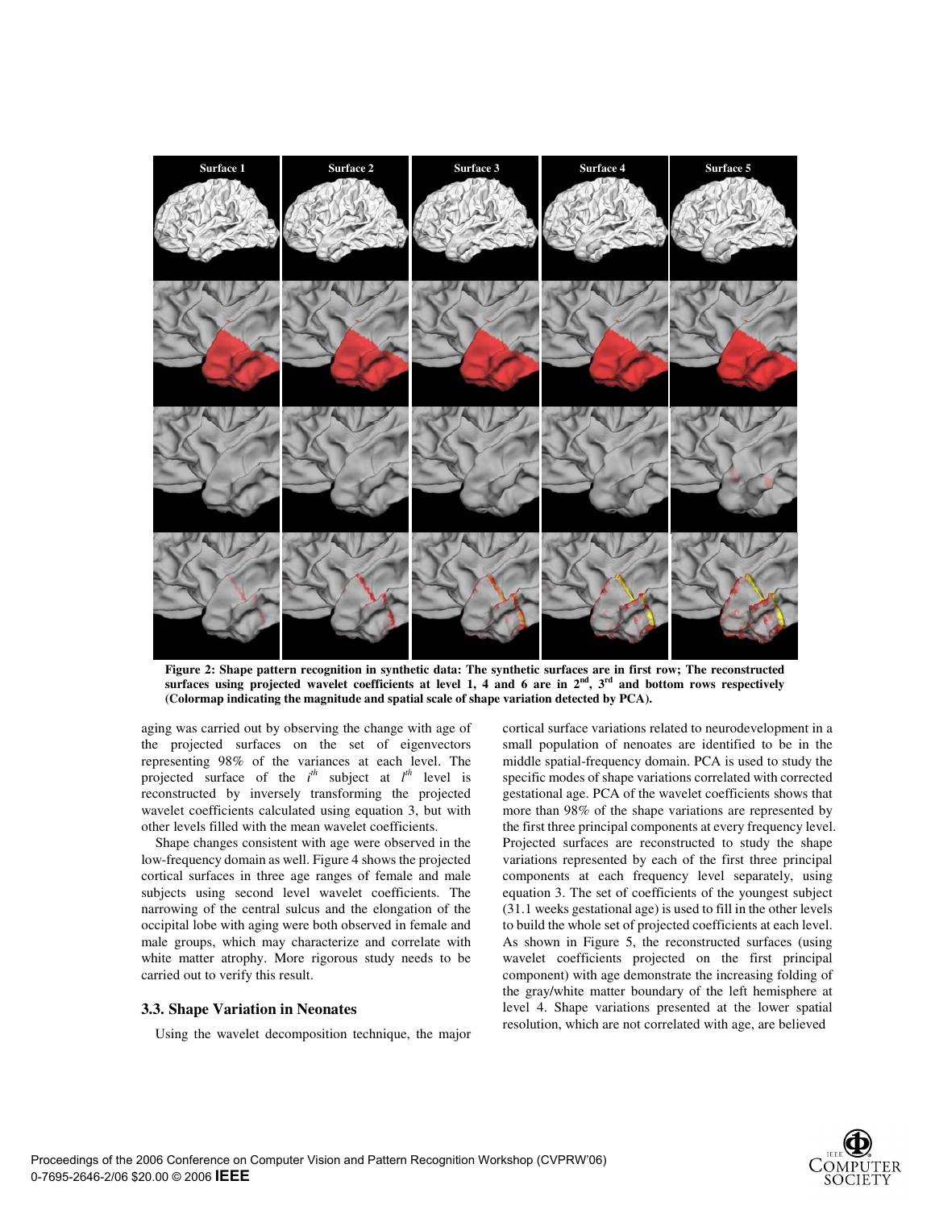Surface 1 | Surface 2 | Surface 3 | Surface 4 | Surface 5

**Figure 2: Shape pattern recognition in synthetic data: The synthetic surfaces are in first row; The reconstructed surfaces using projected wavelet coefficients at level 1, 4 and 6 are in 2nd, 3rd and bottom rows respectively (Colormap indicating the magnitude and spatial scale of shape variation detected by PCA).**

aging was carried out by observing the change with age of the projected surfaces on the set of eigenvectors representing 98% of the variances at each level. The projected surface of the $i^{th}$ subject at $l^{th}$ level is reconstructed by inversely transforming the projected wavelet coefficients calculated using equation 3, but with other levels filled with the mean wavelet coefficients.

Shape changes consistent with age were observed in the low-frequency domain as well. Figure 4 shows the projected cortical surfaces in three age ranges of female and male subjects using second level wavelet coefficients. The narrowing of the central sulcus and the elongation of the occipital lobe with aging were both observed in female and male groups, which may characterize and correlate with white matter atrophy. More rigorous study needs to be carried out to verify this result.

### 3.3. Shape Variation in Neonates

Using the wavelet decomposition technique, the major cortical surface variations related to neurodevelopment in a small population of nenoates are identified to be in the middle spatial-frequency domain. PCA is used to study the specific modes of shape variations correlated with corrected gestational age. PCA of the wavelet coefficients shows that more than 98% of the shape variations are represented by the first three principal components at every frequency level. Projected surfaces are reconstructed to study the shape variations represented by each of the first three principal components at each frequency level separately, using equation 3. The set of coefficients of the youngest subject (31.1 weeks gestational age) is used to fill in the other levels to build the whole set of projected coefficients at each level. As shown in Figure 5, the reconstructed surfaces (using wavelet coefficients projected on the first principal component) with age demonstrate the increasing folding of the gray/white matter boundary of the left hemisphere at level 4. Shape variations presented at the lower spatial resolution, which are not correlated with age, are believed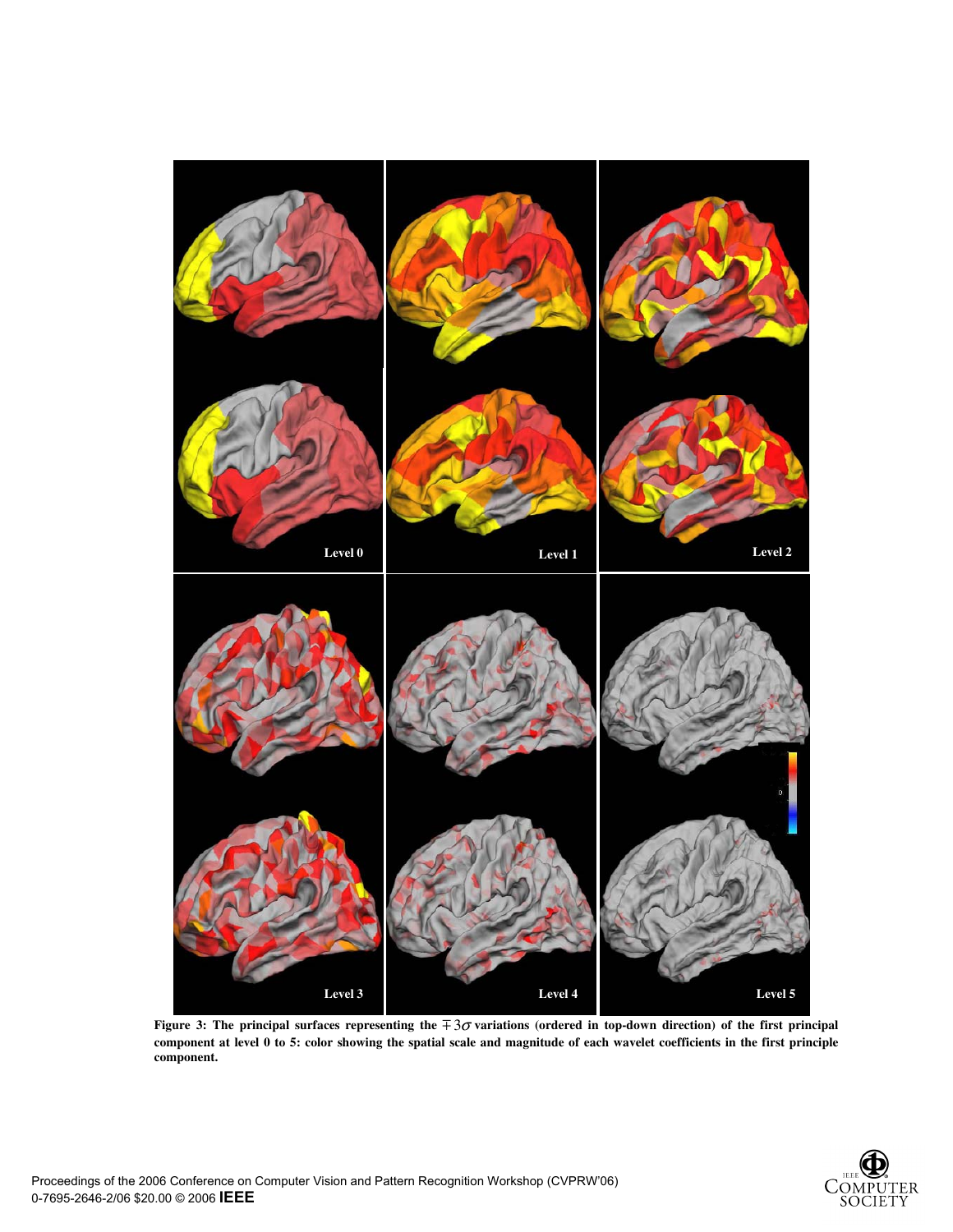**Figure 3: The principal surfaces representing the $\mp 3\sigma$ variations (ordered in top-down direction) of the first principal component at level 0 to 5: color showing the spatial scale and magnitude of each wavelet coefficients in the first principle component.**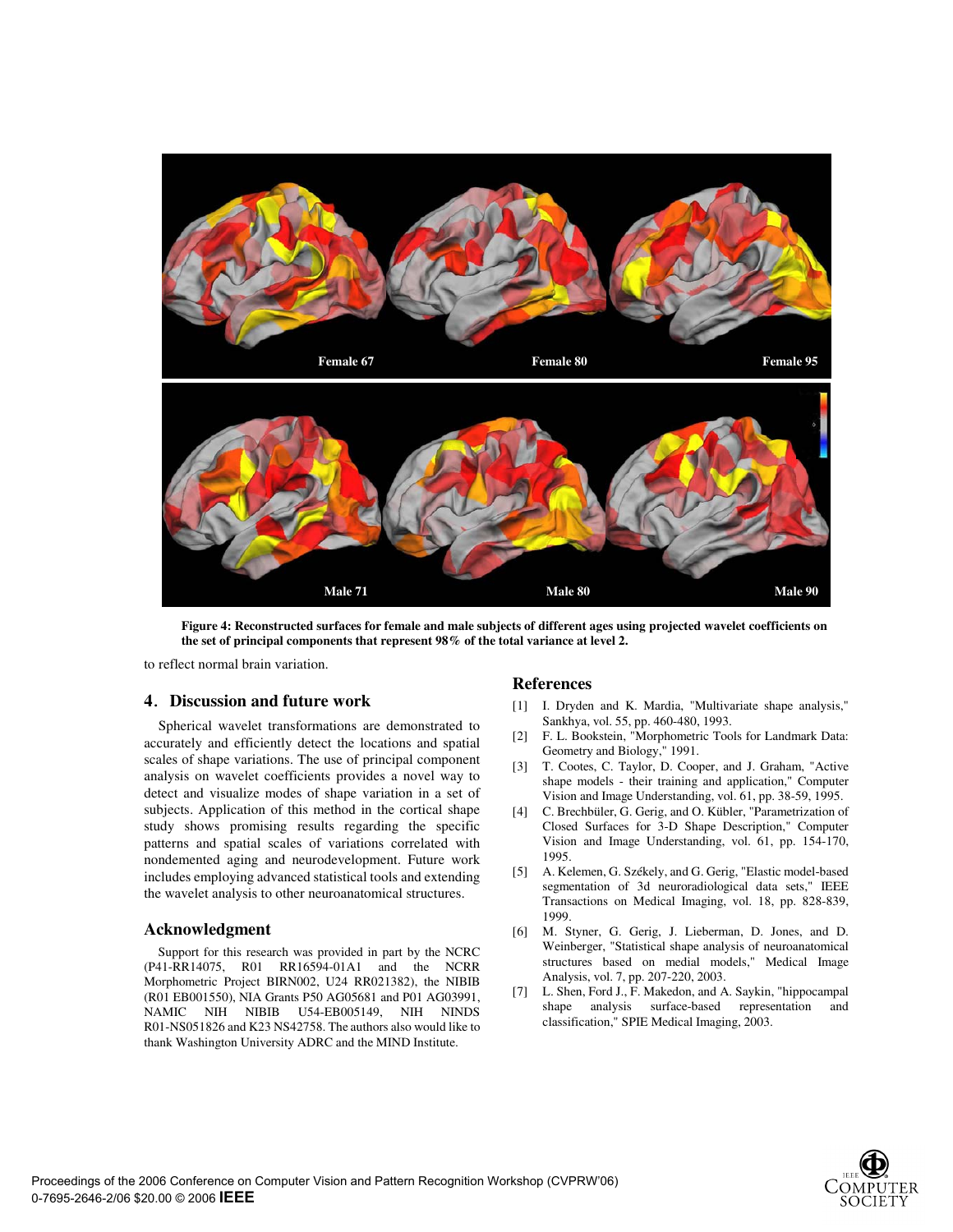**Figure 4: Reconstructed surfaces for female and male subjects of different ages using projected wavelet coefficients on the set of principal components that represent 98% of the total variance at level 2.**

to reflect normal brain variation.

## 4. Discussion and future work

Spherical wavelet transformations are demonstrated to accurately and efficiently detect the locations and spatial scales of shape variations. The use of principal component analysis on wavelet coefficients provides a novel way to detect and visualize modes of shape variation in a set of subjects. Application of this method in the cortical shape study shows promising results regarding the specific patterns and spatial scales of variations correlated with nondemented aging and neurodevelopment. Future work includes employing advanced statistical tools and extending the wavelet analysis to other neuroanatomical structures.

## Acknowledgment

Support for this research was provided in part by the NCRC (P41-RR14075, R01 RR16594-01A1 and the NCRR Morphometric Project BIRN002, U24 RR021382), the NIBIB (R01 EB001550), NIA Grants P50 AG05681 and P01 AG03991, NAMIC NIH NIBIB U54-EB005149, NIH NINDS R01-NS051826 and K23 NS42758. The authors also would like to thank Washington University ADRC and the MIND Institute.

## References

[1] I. Dryden and K. Mardia, "Multivariate shape analysis," Sankhya, vol. 55, pp. 460-480, 1993.

[2] F. L. Bookstein, "Morphometric Tools for Landmark Data: Geometry and Biology," 1991.

[3] T. Cootes, C. Taylor, D. Cooper, and J. Graham, "Active shape models - their training and application," Computer Vision and Image Understanding, vol. 61, pp. 38-59, 1995.

[4] C. Brechbüler, G. Gerig, and O. Kübler, "Parametrization of Closed Surfaces for 3-D Shape Description," Computer Vision and Image Understanding, vol. 61, pp. 154-170, 1995.

[5] A. Kelemen, G. Székely, and G. Gerig, "Elastic model-based segmentation of 3d neuroradiological data sets," IEEE Transactions on Medical Imaging, vol. 18, pp. 828-839, 1999.

[6] M. Styner, G. Gerig, J. Lieberman, D. Jones, and D. Weinberger, "Statistical shape analysis of neuroanatomical structures based on medial models," Medical Image Analysis, vol. 7, pp. 207-220, 2003.

[7] L. Shen, Ford J., F. Makedon, and A. Saykin, "hippocampal shape analysis surface-based representation and classification," SPIE Medical Imaging, 2003.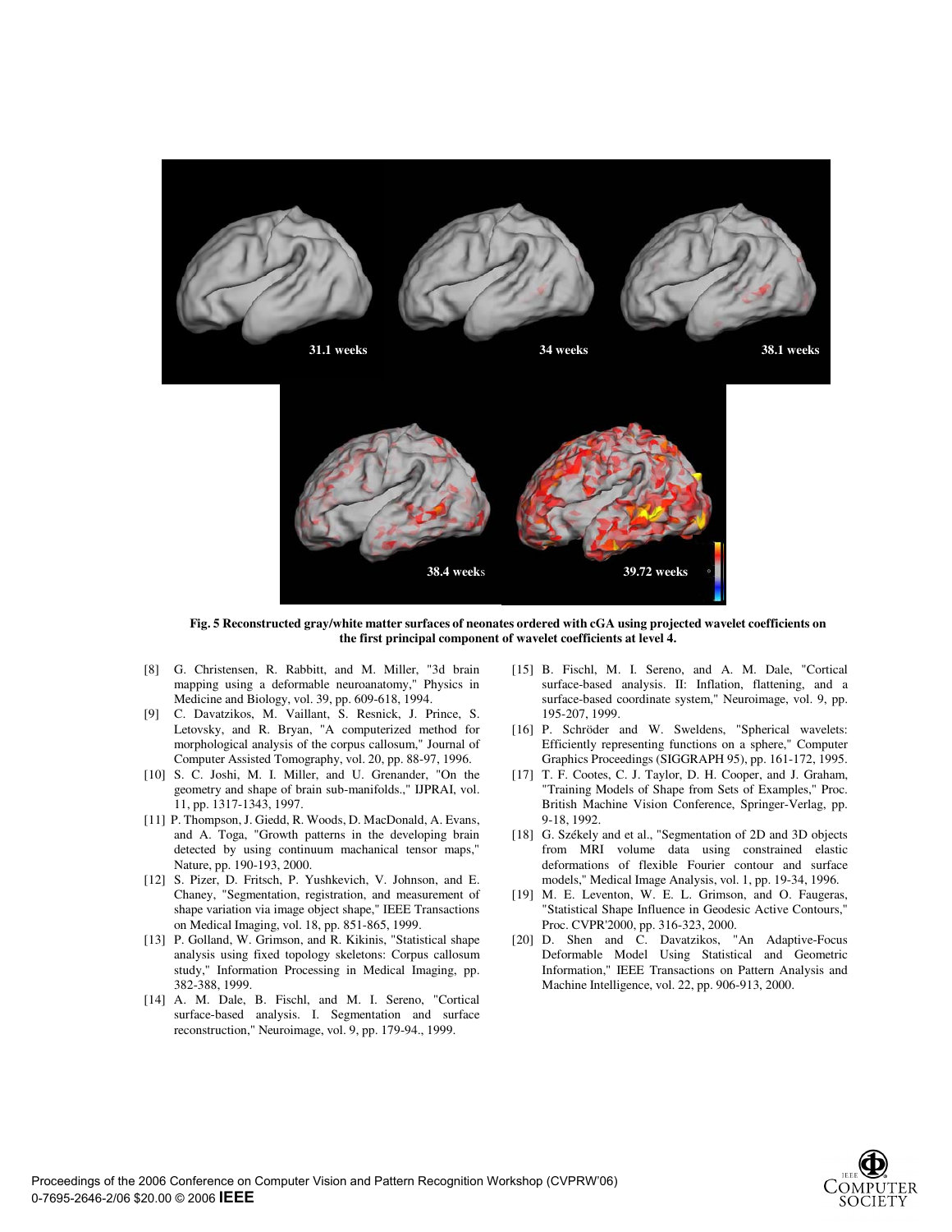31.1 weeks

34 weeks

38.1 weeks

38.4 weeks

39.72 weeks

**Fig. 5 Reconstructed gray/white matter surfaces of neonates ordered with cGA using projected wavelet coefficients on the first principal component of wavelet coefficients at level 4.**

[8] G. Christensen, R. Rabbitt, and M. Miller, "3d brain mapping using a deformable neuroanatomy," Physics in Medicine and Biology, vol. 39, pp. 609-618, 1994.

[9] C. Davatzikos, M. Vaillant, S. Resnick, J. Prince, S. Letovsky, and R. Bryan, "A computerized method for morphological analysis of the corpus callosum," Journal of Computer Assisted Tomography, vol. 20, pp. 88-97, 1996.

[10] S. C. Joshi, M. I. Miller, and U. Grenander, "On the geometry and shape of brain sub-manifolds.," IJPRAI, vol. 11, pp. 1317-1343, 1997.

[11] P. Thompson, J. Giedd, R. Woods, D. MacDonald, A. Evans, and A. Toga, "Growth patterns in the developing brain detected by using continuum machanical tensor maps," Nature, pp. 190-193, 2000.

[12] S. Pizer, D. Fritsch, P. Yushkevich, V. Johnson, and E. Chaney, "Segmentation, registration, and measurement of shape variation via image object shape," IEEE Transactions on Medical Imaging, vol. 18, pp. 851-865, 1999.

[13] P. Golland, W. Grimson, and R. Kikinis, "Statistical shape analysis using fixed topology skeletons: Corpus callosum study," Information Processing in Medical Imaging, pp. 382-388, 1999.

[14] A. M. Dale, B. Fischl, and M. I. Sereno, "Cortical surface-based analysis. I. Segmentation and surface reconstruction," Neuroimage, vol. 9, pp. 179-94., 1999.

[15] B. Fischl, M. I. Sereno, and A. M. Dale, "Cortical surface-based analysis. II: Inflation, flattening, and a surface-based coordinate system," Neuroimage, vol. 9, pp. 195-207, 1999.

[16] P. Schröder and W. Sweldens, "Spherical wavelets: Efficiently representing functions on a sphere," Computer Graphics Proceedings (SIGGRAPH 95), pp. 161-172, 1995.

[17] T. F. Cootes, C. J. Taylor, D. H. Cooper, and J. Graham, "Training Models of Shape from Sets of Examples," Proc. British Machine Vision Conference, Springer-Verlag, pp. 9-18, 1992.

[18] G. Székely and et al., "Segmentation of 2D and 3D objects from MRI volume data using constrained elastic deformations of flexible Fourier contour and surface models," Medical Image Analysis, vol. 1, pp. 19-34, 1996.

[19] M. E. Leventon, W. E. L. Grimson, and O. Faugeras, "Statistical Shape Influence in Geodesic Active Contours," Proc. CVPR'2000, pp. 316-323, 2000.

[20] D. Shen and C. Davatzikos, "An Adaptive-Focus Deformable Model Using Statistical and Geometric Information," IEEE Transactions on Pattern Analysis and Machine Intelligence, vol. 22, pp. 906-913, 2000.